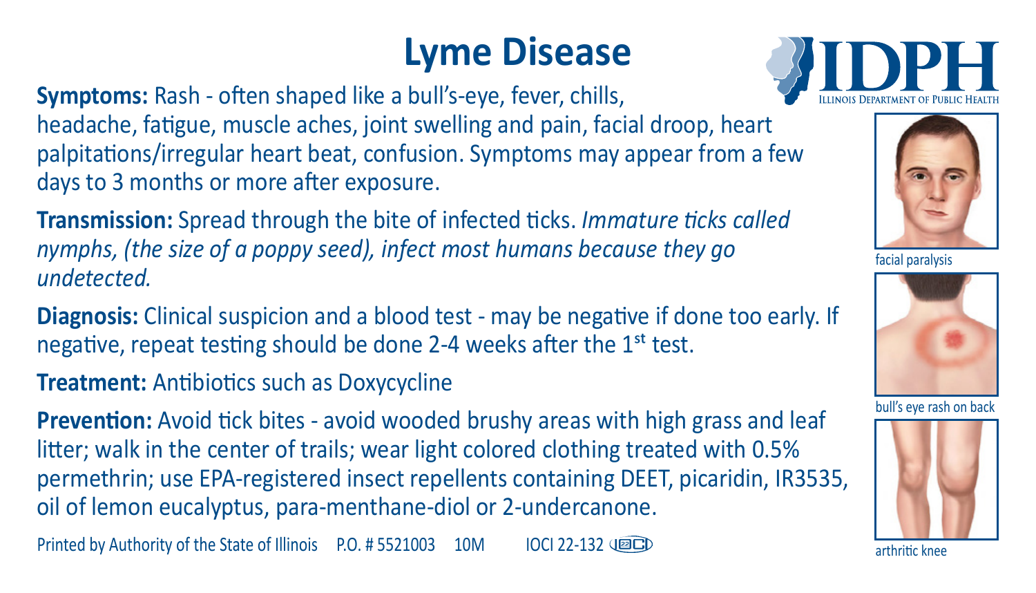# Lyme Disease

**Symptoms:** Rash - often shaped like a bull's-eye, fever, chills, headache, fatigue, muscle aches, joint swelling and pain, facial droop, heart palpitations/irregular heart beat, confusion. Symptoms may appear from a few days to 3 months or more after exposure.

**Transmission:** Spread through the bite of infected ticks. *Immature ticks called nymphs, (the size of a poppy seed), infect most humans because they go undetected.*

**Diagnosis:** Clinical suspicion and a blood test - may be negative if done too early. If negative, repeat testing should be done 2-4 weeks after the 1st test.

**Treatment:** Antibiotics such as Doxycycline

**Prevention:** Avoid tick bites - avoid wooded brushy areas with high grass and leaf litter; walk in the center of trails; wear light colored clothing treated with 0.5% permethrin; use EPA-registered insect repellents containing DEET, picaridin, IR3535, oil of lemon eucalyptus, para-menthane-diol or 2-undercanone.

facial paralysis

bull's eye rash on back

arthritic knee

Printed by Authority of the State of Illinois P.O. # 5521003 10M IOCI 22-132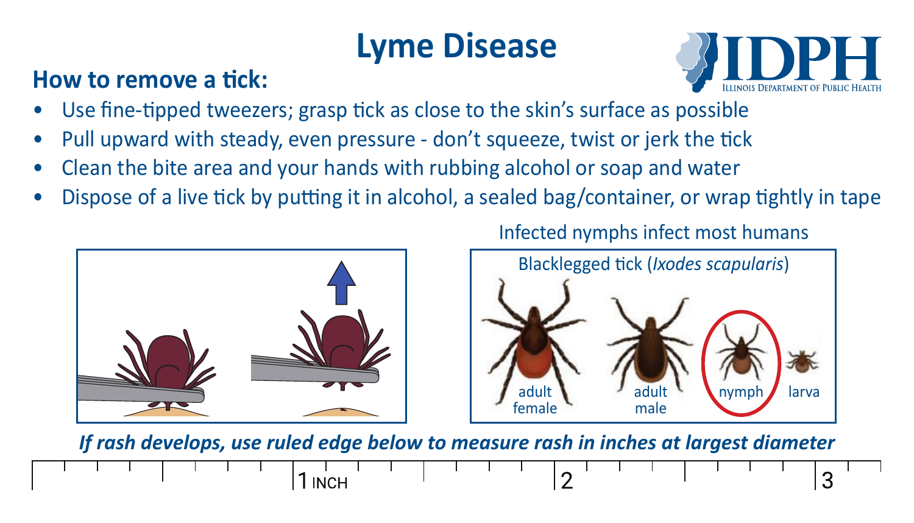# Lyme Disease

ILLINOIS DEPARTMENT OF PUBLIC HEALTH

## How to remove a tick:

- Use fine-tipped tweezers; grasp tick as close to the skin's surface as possible
- Pull upward with steady, even pressure - don't squeeze, twist or jerk the tick
- Clean the bite area and your hands with rubbing alcohol or soap and water
- Dispose of a live tick by putting it in alcohol, a sealed bag/container, or wrap tightly in tape

Infected nymphs infect most humans

Blacklegged tick (*Ixodes scapularis*)

adult female

adult male

nymph

larva

***If rash develops, use ruled edge below to measure rash in inches at largest diameter***

1 INCH

2

3